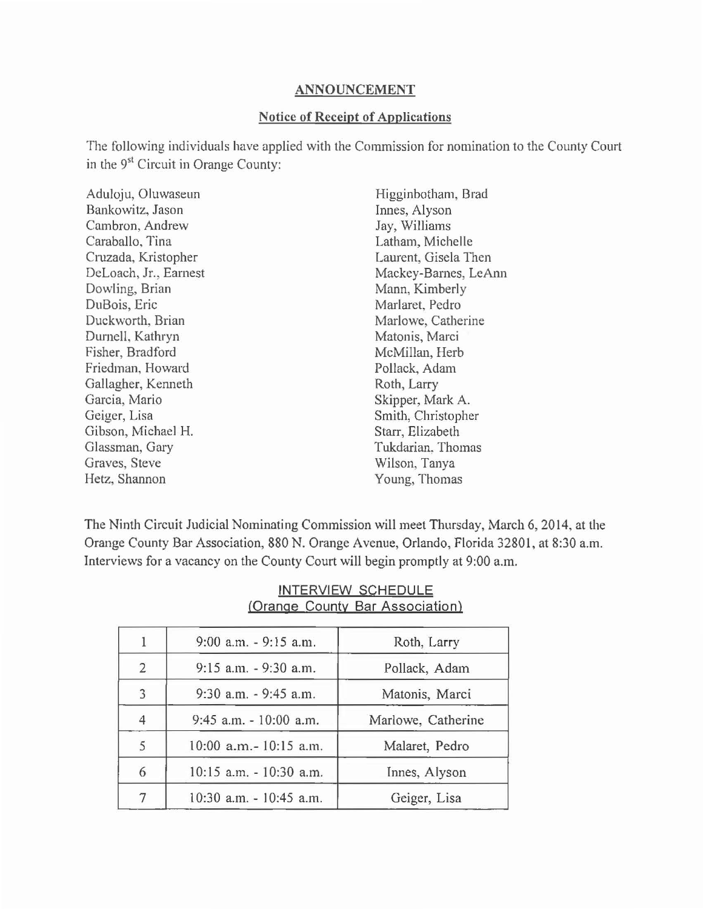## ANNOUNCEMENT

### Notice of Receipt of Applications

The following individuals have applied with the Commission for nomination to the County Court in the 9st Circuit in Orange County:

Aduloju, Oluwaseun
Bankowitz, Jason
Cambron, Andrew
Caraballo, Tina
Cruzada, Kristopher
DeLoach, Jr., Earnest
Dowling, Brian
DuBois, Eric
Duckworth, Brian
Durnell, Kathryn
Fisher, Bradford
Friedman, Howard
Gallagher, Kenneth
Garcia, Mario
Geiger, Lisa
Gibson, Michael H.
Glassman, Gary
Graves, Steve
Hetz, Shannon
Higginbotham, Brad
Innes, Alyson
Jay, Williams
Latham, Michelle
Laurent, Gisela Then
Mackey-Barnes, LeAnn
Mann, Kimberly
Marlaret, Pedro
Marlowe, Catherine
Matonis, Marci
McMillan, Herb
Pollack, Adam
Roth, Larry
Skipper, Mark A.
Smith, Christopher
Starr, Elizabeth
Tukdarian, Thomas
Wilson, Tanya
Young, Thomas

The Ninth Circuit Judicial Nominating Commission will meet Thursday, March 6, 2014, at the Orange County Bar Association, 880 N. Orange Avenue, Orlando, Florida 32801, at 8:30 a.m. Interviews for a vacancy on the County Court will begin promptly at 9:00 a.m.

INTERVIEW SCHEDULE
(Orange County Bar Association)

| | | |
|---|---|---|
| 1 | 9:00 a.m. - 9:15 a.m. | Roth, Larry |
| 2 | 9:15 a.m. - 9:30 a.m. | Pollack, Adam |
| 3 | 9:30 a.m. - 9:45 a.m. | Matonis, Marci |
| 4 | 9:45 a.m. - 10:00 a.m. | Marlowe, Catherine |
| 5 | 10:00 a.m.- 10:15 a.m. | Malaret, Pedro |
| 6 | 10:15 a.m. - 10:30 a.m. | Innes, Alyson |
| 7 | 10:30 a.m. - 10:45 a.m. | Geiger, Lisa |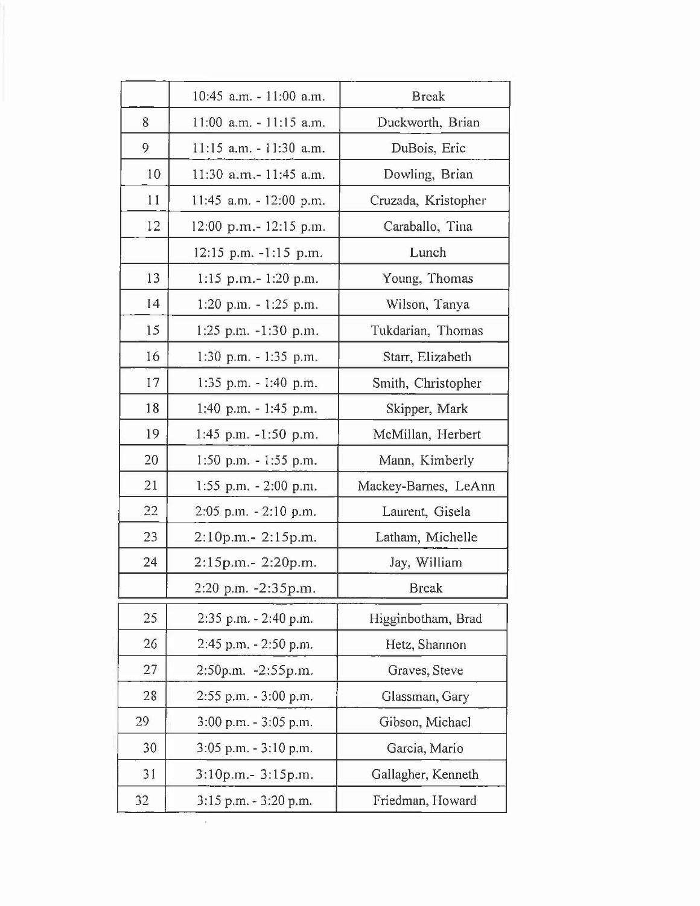| | | |
|---|---|---|
| | 10:45 a.m. - 11:00 a.m. | Break |
| 8 | 11:00 a.m. - 11:15 a.m. | Duckworth, Brian |
| 9 | 11:15 a.m. - 11:30 a.m. | DuBois, Eric |
| 10 | 11:30 a.m.- 11:45 a.m. | Dowling, Brian |
| 11 | 11:45 a.m. - 12:00 p.m. | Cruzada, Kristopher |
| 12 | 12:00 p.m.- 12:15 p.m. | Caraballo, Tina |
| | 12:15 p.m. -1:15 p.m. | Lunch |
| 13 | 1:15 p.m.- 1:20 p.m. | Young, Thomas |
| 14 | 1:20 p.m. - 1:25 p.m. | Wilson, Tanya |
| 15 | 1:25 p.m. -1:30 p.m. | Tukdarian, Thomas |
| 16 | 1:30 p.m. - 1:35 p.m. | Starr, Elizabeth |
| 17 | 1:35 p.m. - 1:40 p.m. | Smith, Christopher |
| 18 | 1:40 p.m. - 1:45 p.m. | Skipper, Mark |
| 19 | 1:45 p.m. -1:50 p.m. | McMillan, Herbert |
| 20 | 1:50 p.m. - 1:55 p.m. | Mann, Kimberly |
| 21 | 1:55 p.m. - 2:00 p.m. | Mackey-Barnes, LeAnn |
| 22 | 2:05 p.m. - 2:10 p.m. | Laurent, Gisela |
| 23 | 2:10p.m.- 2:15p.m. | Latham, Michelle |
| 24 | 2:15p.m.- 2:20p.m. | Jay, William |
| | 2:20 p.m. -2:35p.m. | Break |
| 25 | 2:35 p.m. - 2:40 p.m. | Higginbotham, Brad |
| 26 | 2:45 p.m. - 2:50 p.m. | Hetz, Shannon |
| 27 | 2:50p.m. -2:55p.m. | Graves, Steve |
| 28 | 2:55 p.m. - 3:00 p.m. | Glassman, Gary |
| 29 | 3:00 p.m. - 3:05 p.m. | Gibson, Michael |
| 30 | 3:05 p.m. - 3:10 p.m. | Garcia, Mario |
| 31 | 3:10p.m.- 3:15p.m. | Gallagher, Kenneth |
| 32 | 3:15 p.m. - 3:20 p.m. | Friedman, Howard |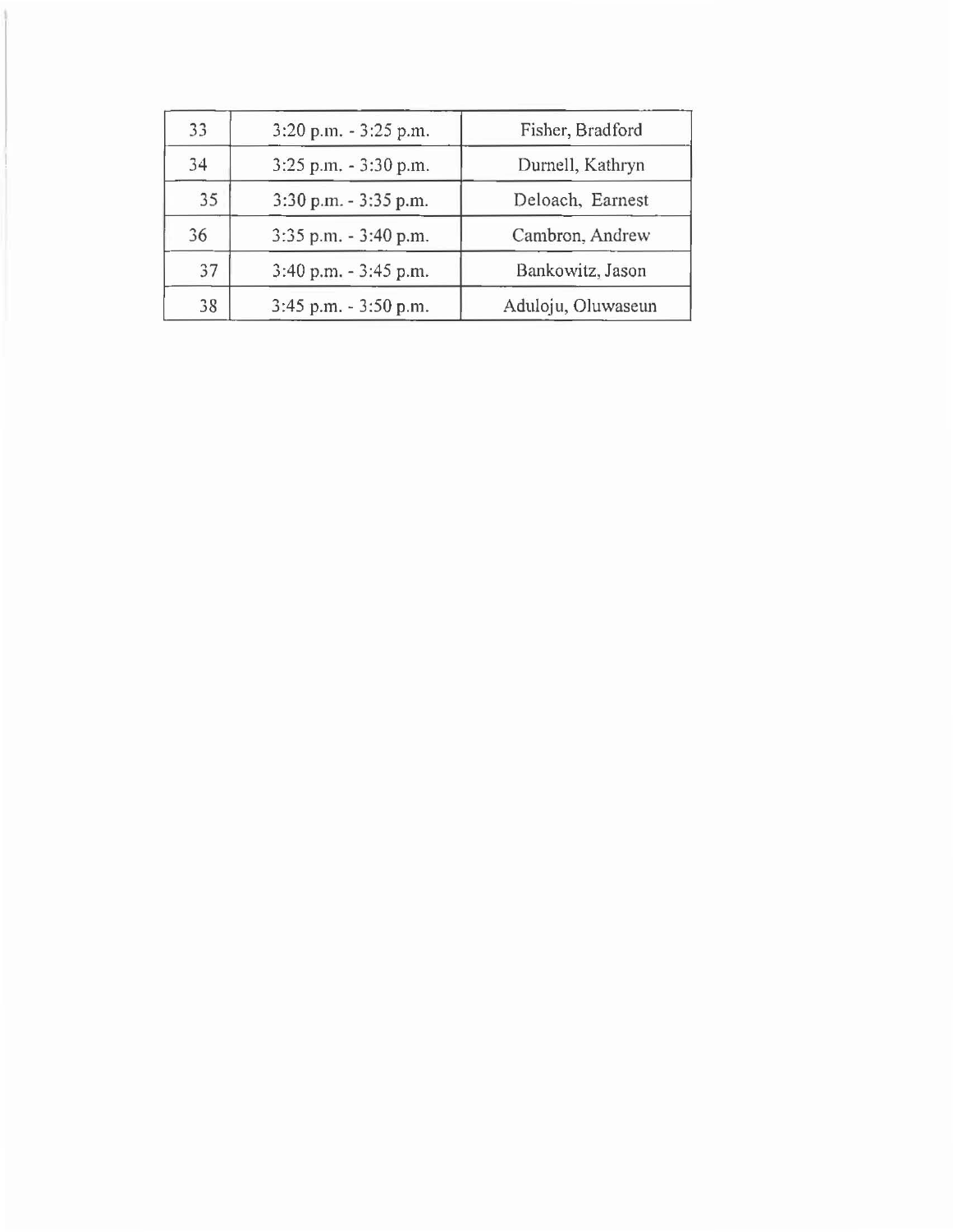| | | |
|---|---|---|
| 33 | 3:20 p.m. - 3:25 p.m. | Fisher, Bradford |
| 34 | 3:25 p.m. - 3:30 p.m. | Durnell, Kathryn |
| 35 | 3:30 p.m. - 3:35 p.m. | Deloach, Earnest |
| 36 | 3:35 p.m. - 3:40 p.m. | Cambron, Andrew |
| 37 | 3:40 p.m. - 3:45 p.m. | Bankowitz, Jason |
| 38 | 3:45 p.m. - 3:50 p.m. | Aduloju, Oluwaseun |